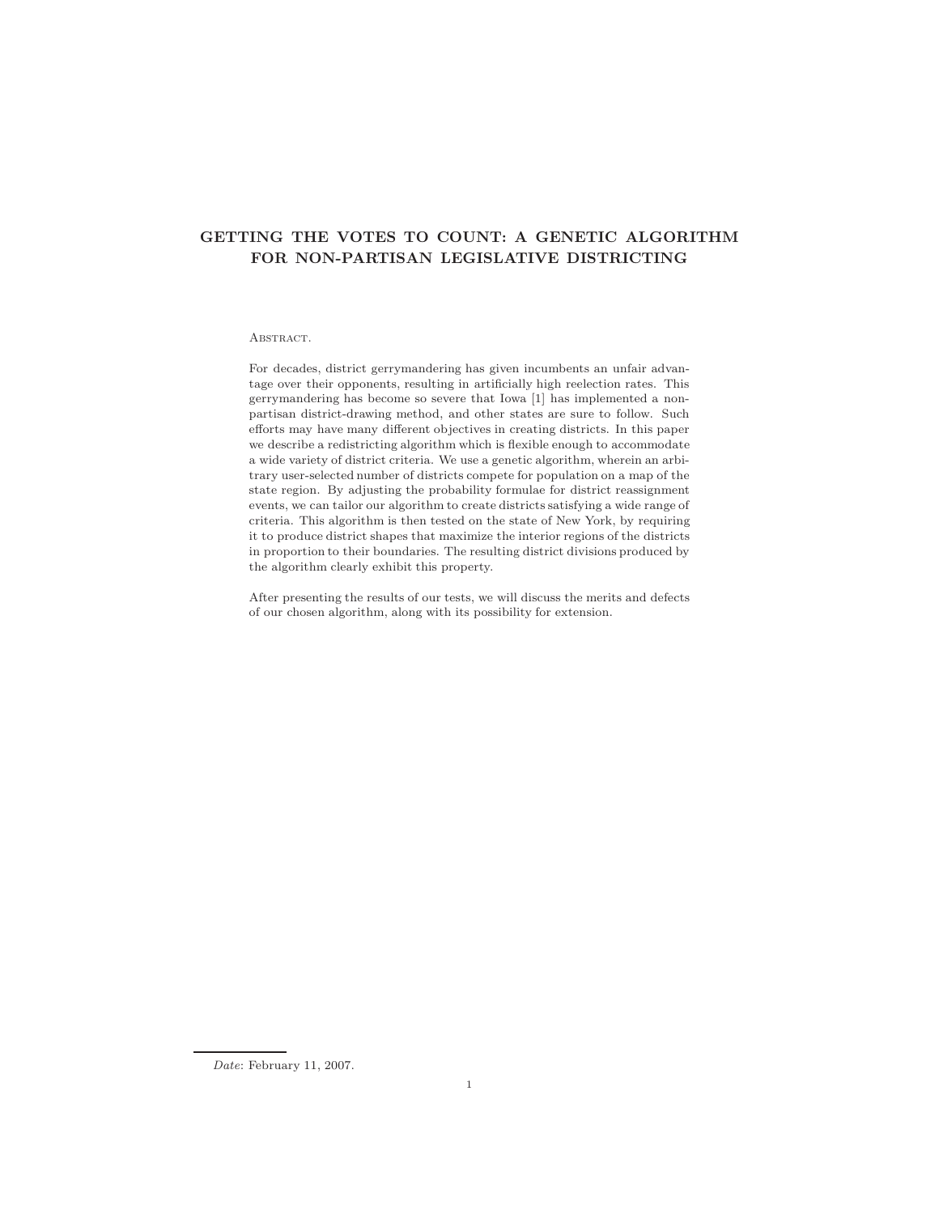# GETTING THE VOTES TO COUNT: A GENETIC ALGORITHM FOR NON-PARTISAN LEGISLATIVE DISTRICTING

Abstract.

For decades, district gerrymandering has given incumbents an unfair advantage over their opponents, resulting in artificially high reelection rates. This gerrymandering has become so severe that Iowa [1] has implemented a non-partisan district-drawing method, and other states are sure to follow. Such efforts may have many different objectives in creating districts. In this paper we describe a redistricting algorithm which is flexible enough to accommodate a wide variety of district criteria. We use a genetic algorithm, wherein an arbitrary user-selected number of districts compete for population on a map of the state region. By adjusting the probability formulae for district reassignment events, we can tailor our algorithm to create districts satisfying a wide range of criteria. This algorithm is then tested on the state of New York, by requiring it to produce district shapes that maximize the interior regions of the districts in proportion to their boundaries. The resulting district divisions produced by the algorithm clearly exhibit this property.

After presenting the results of our tests, we will discuss the merits and defects of our chosen algorithm, along with its possibility for extension.

*Date*: February 11, 2007.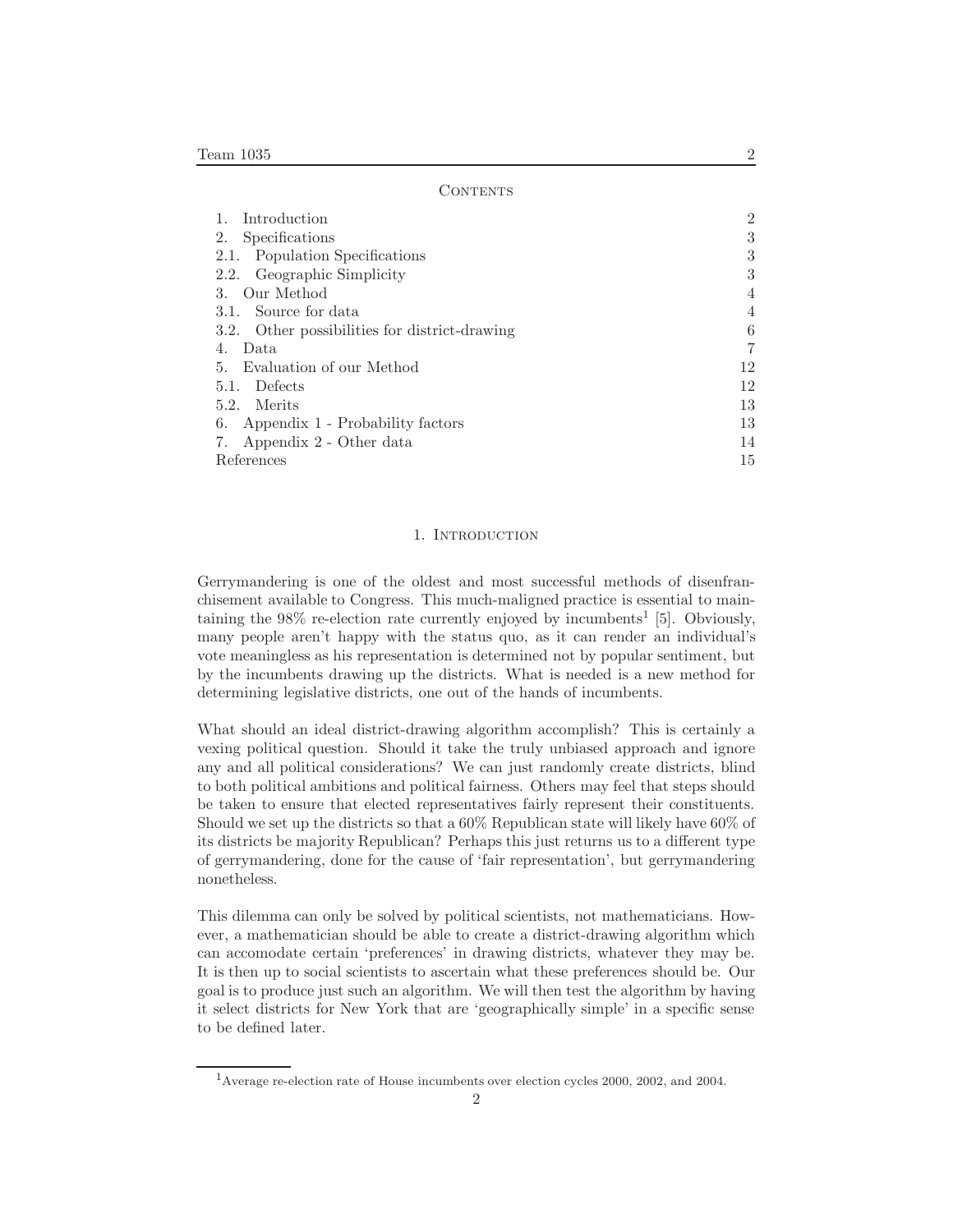## Contents

| | |
|---|---|
| 1. Introduction | 2 |
| 2. Specifications | 3 |
| 2.1. Population Specifications | 3 |
| 2.2. Geographic Simplicity | 3 |
| 3. Our Method | 4 |
| 3.1. Source for data | 4 |
| 3.2. Other possibilities for district-drawing | 6 |
| 4. Data | 7 |
| 5. Evaluation of our Method | 12 |
| 5.1. Defects | 12 |
| 5.2. Merits | 13 |
| 6. Appendix 1 - Probability factors | 13 |
| 7. Appendix 2 - Other data | 14 |
| References | 15 |

## 1. Introduction

Gerrymandering is one of the oldest and most successful methods of disenfranchisement available to Congress. This much-maligned practice is essential to maintaining the 98% re-election rate currently enjoyed by incumbents[1] [5]. Obviously, many people aren't happy with the status quo, as it can render an individual's vote meaningless as his representation is determined not by popular sentiment, but by the incumbents drawing up the districts. What is needed is a new method for determining legislative districts, one out of the hands of incumbents.

What should an ideal district-drawing algorithm accomplish? This is certainly a vexing political question. Should it take the truly unbiased approach and ignore any and all political considerations? We can just randomly create districts, blind to both political ambitions and political fairness. Others may feel that steps should be taken to ensure that elected representatives fairly represent their constituents. Should we set up the districts so that a 60% Republican state will likely have 60% of its districts be majority Republican? Perhaps this just returns us to a different type of gerrymandering, done for the cause of 'fair representation', but gerrymandering nonetheless.

This dilemma can only be solved by political scientists, not mathematicians. However, a mathematician should be able to create a district-drawing algorithm which can accomodate certain 'preferences' in drawing districts, whatever they may be. It is then up to social scientists to ascertain what these preferences should be. Our goal is to produce just such an algorithm. We will then test the algorithm by having it select districts for New York that are 'geographically simple' in a specific sense to be defined later.

[1] Average re-election rate of House incumbents over election cycles 2000, 2002, and 2004.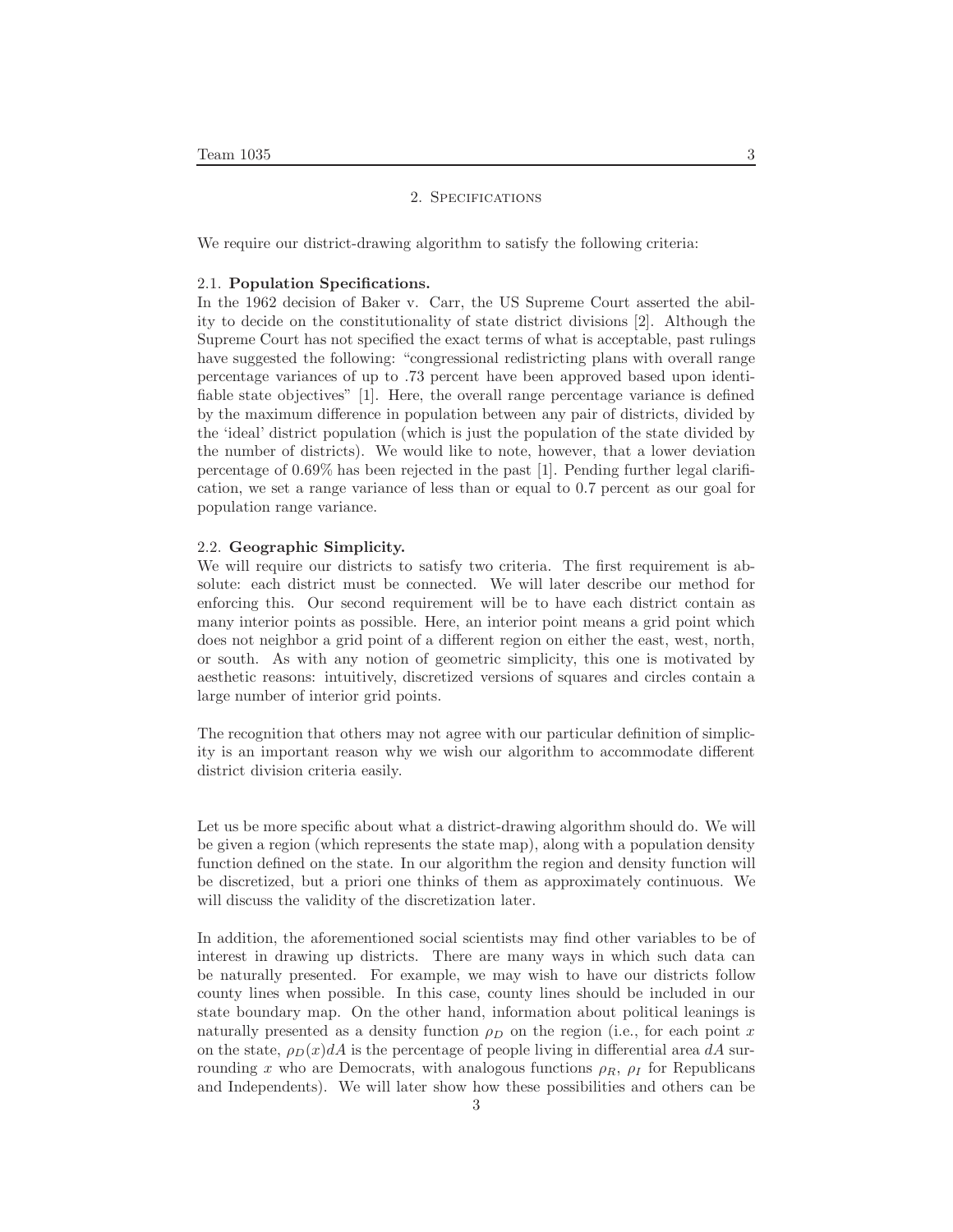## 2. Specifications

We require our district-drawing algorithm to satisfy the following criteria:

### 2.1. Population Specifications.

In the 1962 decision of Baker v. Carr, the US Supreme Court asserted the ability to decide on the constitutionality of state district divisions [2]. Although the Supreme Court has not specified the exact terms of what is acceptable, past rulings have suggested the following: "congressional redistricting plans with overall range percentage variances of up to .73 percent have been approved based upon identifiable state objectives" [1]. Here, the overall range percentage variance is defined by the maximum difference in population between any pair of districts, divided by the 'ideal' district population (which is just the population of the state divided by the number of districts). We would like to note, however, that a lower deviation percentage of 0.69% has been rejected in the past [1]. Pending further legal clarification, we set a range variance of less than or equal to 0.7 percent as our goal for population range variance.

### 2.2. Geographic Simplicity.

We will require our districts to satisfy two criteria. The first requirement is absolute: each district must be connected. We will later describe our method for enforcing this. Our second requirement will be to have each district contain as many interior points as possible. Here, an interior point means a grid point which does not neighbor a grid point of a different region on either the east, west, north, or south. As with any notion of geometric simplicity, this one is motivated by aesthetic reasons: intuitively, discretized versions of squares and circles contain a large number of interior grid points.

The recognition that others may not agree with our particular definition of simplicity is an important reason why we wish our algorithm to accommodate different district division criteria easily.

Let us be more specific about what a district-drawing algorithm should do. We will be given a region (which represents the state map), along with a population density function defined on the state. In our algorithm the region and density function will be discretized, but a priori one thinks of them as approximately continuous. We will discuss the validity of the discretization later.

In addition, the aforementioned social scientists may find other variables to be of interest in drawing up districts. There are many ways in which such data can be naturally presented. For example, we may wish to have our districts follow county lines when possible. In this case, county lines should be included in our state boundary map. On the other hand, information about political leanings is naturally presented as a density function $\rho_D$ on the region (i.e., for each point $x$ on the state, $\rho_D(x)dA$ is the percentage of people living in differential area $dA$ surrounding $x$ who are Democrats, with analogous functions $\rho_R$, $\rho_I$ for Republicans and Independents). We will later show how these possibilities and others can be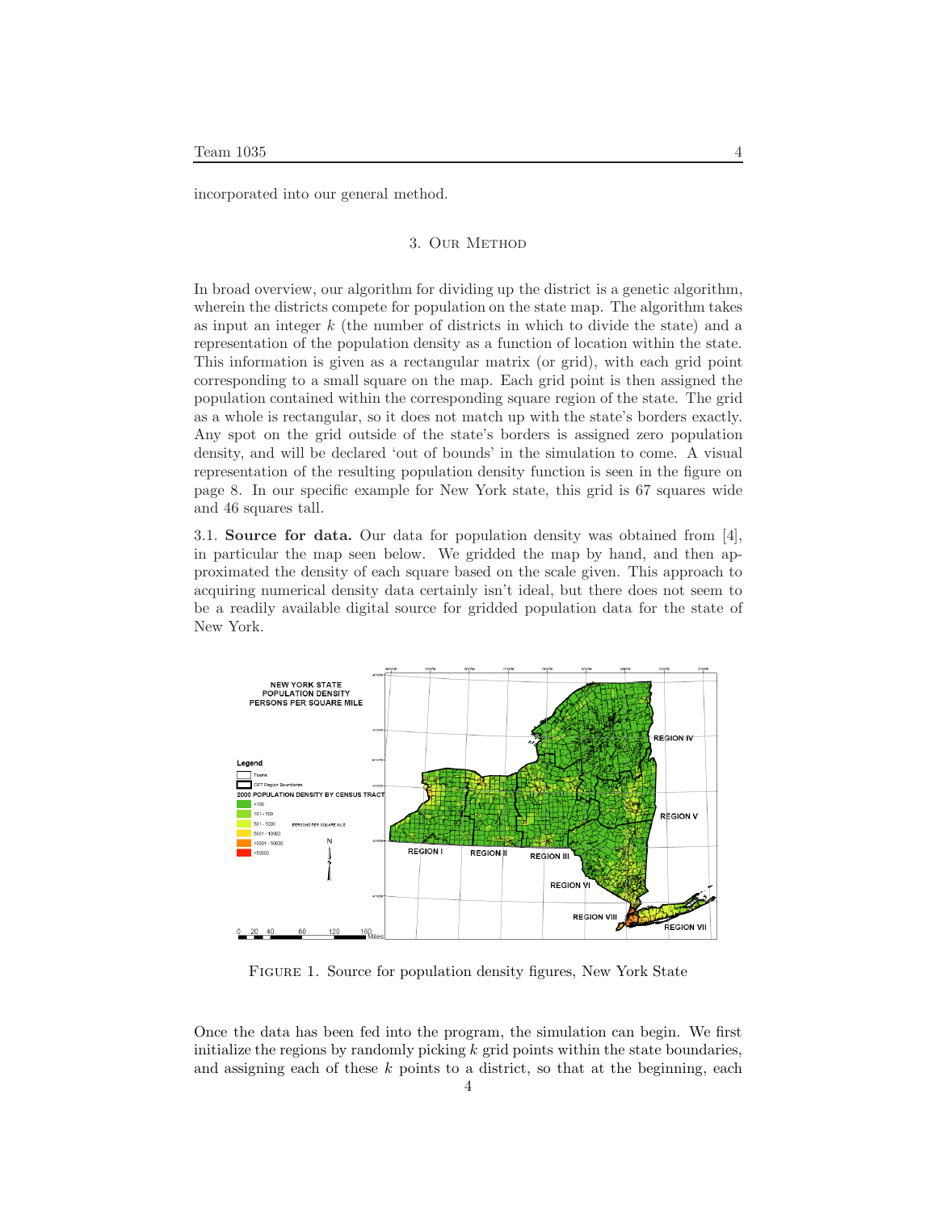incorporated into our general method.

## 3. Our Method

In broad overview, our algorithm for dividing up the district is a genetic algorithm, wherein the districts compete for population on the state map. The algorithm takes as input an integer $k$ (the number of districts in which to divide the state) and a representation of the population density as a function of location within the state. This information is given as a rectangular matrix (or grid), with each grid point corresponding to a small square on the map. Each grid point is then assigned the population contained within the corresponding square region of the state. The grid as a whole is rectangular, so it does not match up with the state's borders exactly. Any spot on the grid outside of the state's borders is assigned zero population density, and will be declared 'out of bounds' in the simulation to come. A visual representation of the resulting population density function is seen in the figure on page 8. In our specific example for New York state, this grid is 67 squares wide and 46 squares tall.

3.1. **Source for data.** Our data for population density was obtained from [4], in particular the map seen below. We gridded the map by hand, and then approximated the density of each square based on the scale given. This approach to acquiring numerical density data certainly isn't ideal, but there does not seem to be a readily available digital source for gridded population data for the state of New York.

Figure 1. Source for population density figures, New York State

Once the data has been fed into the program, the simulation can begin. We first initialize the regions by randomly picking $k$ grid points within the state boundaries, and assigning each of these $k$ points to a district, so that at the beginning, each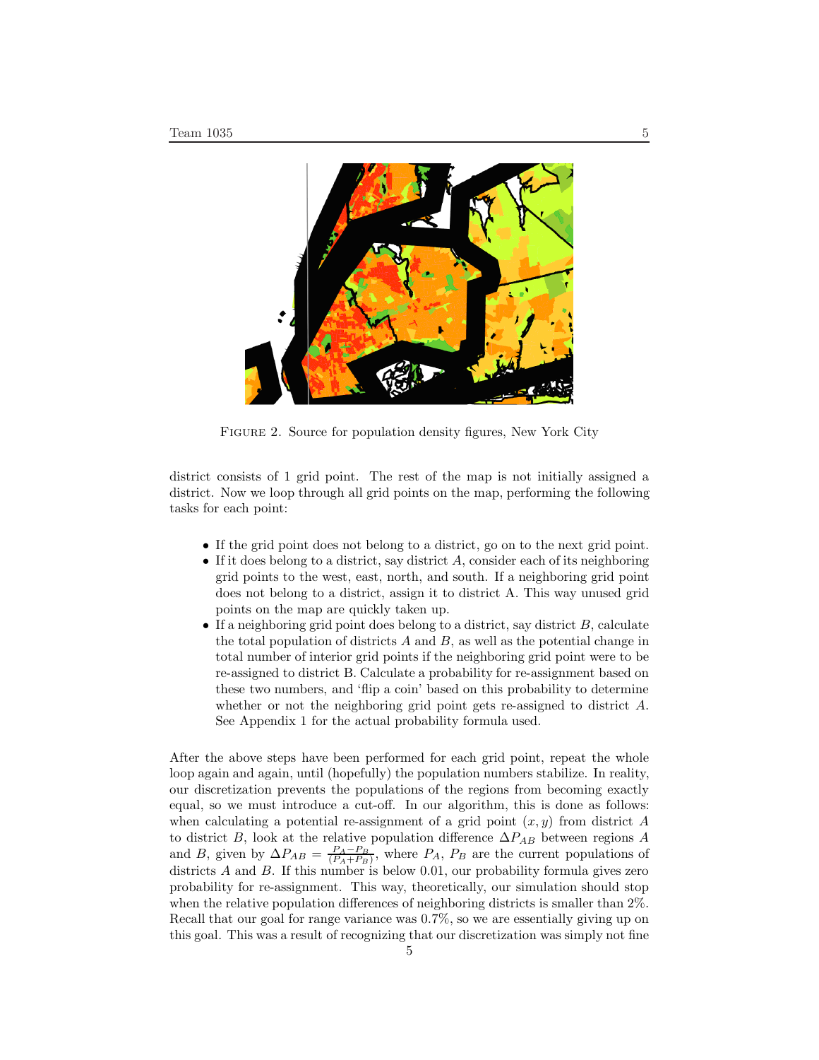FIGURE 2. Source for population density figures, New York City

district consists of 1 grid point. The rest of the map is not initially assigned a district. Now we loop through all grid points on the map, performing the following tasks for each point:

- If the grid point does not belong to a district, go on to the next grid point.
- If it does belong to a district, say district $A$, consider each of its neighboring grid points to the west, east, north, and south. If a neighboring grid point does not belong to a district, assign it to district A. This way unused grid points on the map are quickly taken up.
- If a neighboring grid point does belong to a district, say district $B$, calculate the total population of districts $A$ and $B$, as well as the potential change in total number of interior grid points if the neighboring grid point were to be re-assigned to district B. Calculate a probability for re-assignment based on these two numbers, and 'flip a coin' based on this probability to determine whether or not the neighboring grid point gets re-assigned to district $A$. See Appendix 1 for the actual probability formula used.

After the above steps have been performed for each grid point, repeat the whole loop again and again, until (hopefully) the population numbers stabilize. In reality, our discretization prevents the populations of the regions from becoming exactly equal, so we must introduce a cut-off. In our algorithm, this is done as follows: when calculating a potential re-assignment of a grid point $(x, y)$ from district $A$ to district $B$, look at the relative population difference $\Delta P_{AB}$ between regions $A$ and $B$, given by $\Delta P_{AB} = \frac{P_A - P_B}{(P_A + P_B)}$, where $P_A$, $P_B$ are the current populations of districts $A$ and $B$. If this number is below 0.01, our probability formula gives zero probability for re-assignment. This way, theoretically, our simulation should stop when the relative population differences of neighboring districts is smaller than 2%. Recall that our goal for range variance was 0.7%, so we are essentially giving up on this goal. This was a result of recognizing that our discretization was simply not fine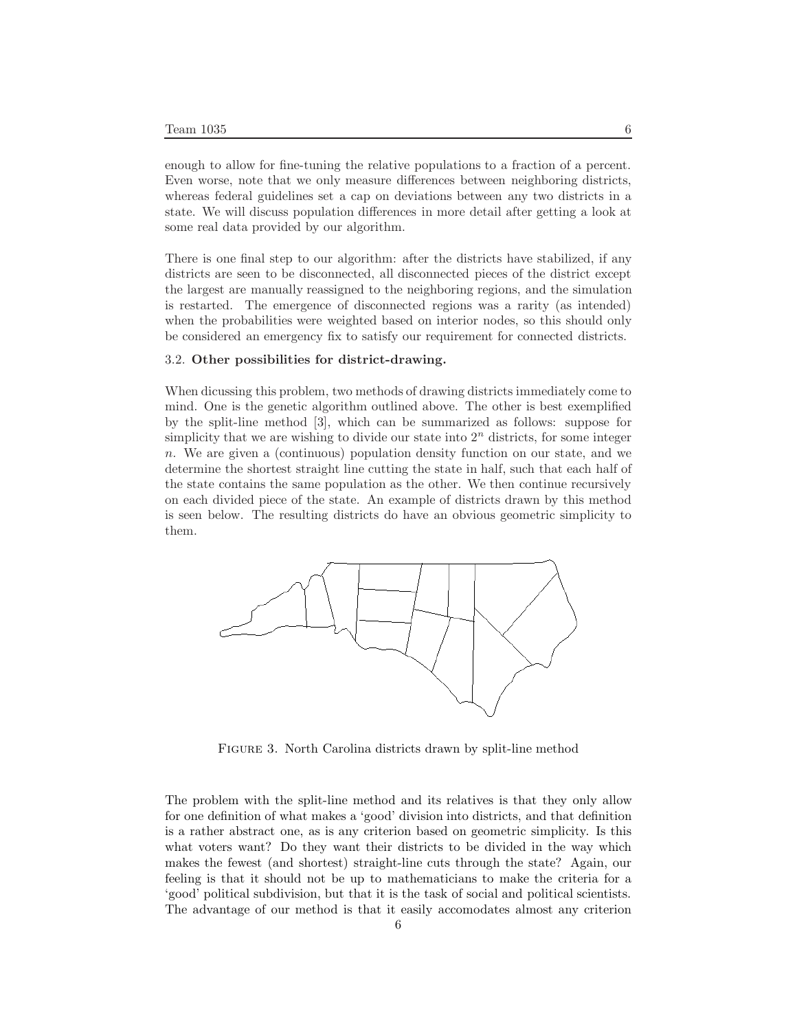enough to allow for fine-tuning the relative populations to a fraction of a percent. Even worse, note that we only measure differences between neighboring districts, whereas federal guidelines set a cap on deviations between any two districts in a state. We will discuss population differences in more detail after getting a look at some real data provided by our algorithm.

There is one final step to our algorithm: after the districts have stabilized, if any districts are seen to be disconnected, all disconnected pieces of the district except the largest are manually reassigned to the neighboring regions, and the simulation is restarted. The emergence of disconnected regions was a rarity (as intended) when the probabilities were weighted based on interior nodes, so this should only be considered an emergency fix to satisfy our requirement for connected districts.

### 3.2. **Other possibilities for district-drawing.**

When dicussing this problem, two methods of drawing districts immediately come to mind. One is the genetic algorithm outlined above. The other is best exemplified by the split-line method [3], which can be summarized as follows: suppose for simplicity that we are wishing to divide our state into $2^n$ districts, for some integer $n$. We are given a (continuous) population density function on our state, and we determine the shortest straight line cutting the state in half, such that each half of the state contains the same population as the other. We then continue recursively on each divided piece of the state. An example of districts drawn by this method is seen below. The resulting districts do have an obvious geometric simplicity to them.

Figure 3. North Carolina districts drawn by split-line method

The problem with the split-line method and its relatives is that they only allow for one definition of what makes a 'good' division into districts, and that definition is a rather abstract one, as is any criterion based on geometric simplicity. Is this what voters want? Do they want their districts to be divided in the way which makes the fewest (and shortest) straight-line cuts through the state? Again, our feeling is that it should not be up to mathematicians to make the criteria for a 'good' political subdivision, but that it is the task of social and political scientists. The advantage of our method is that it easily accomodates almost any criterion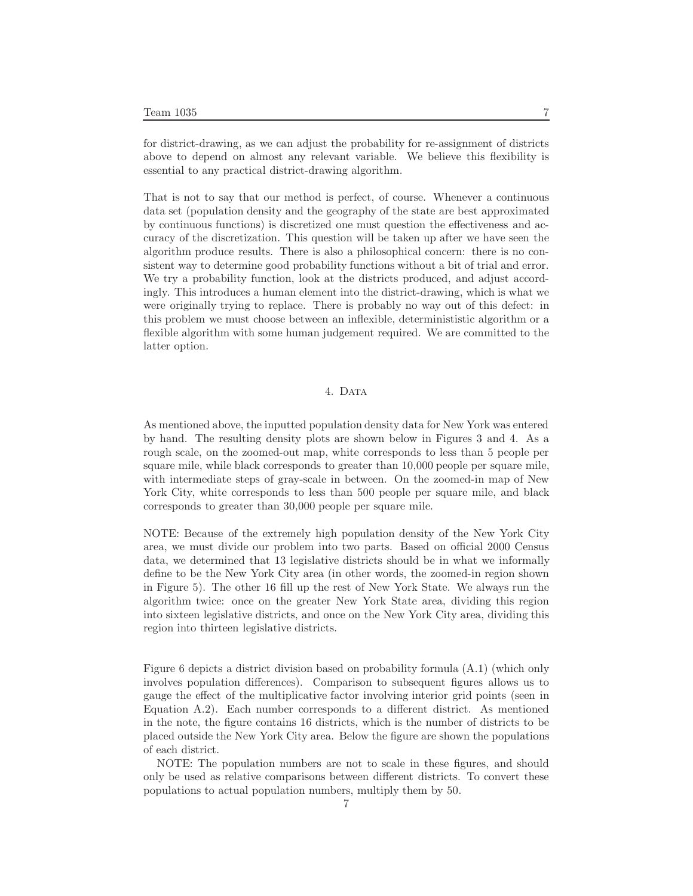for district-drawing, as we can adjust the probability for re-assignment of districts above to depend on almost any relevant variable. We believe this flexibility is essential to any practical district-drawing algorithm.

That is not to say that our method is perfect, of course. Whenever a continuous data set (population density and the geography of the state are best approximated by continuous functions) is discretized one must question the effectiveness and accuracy of the discretization. This question will be taken up after we have seen the algorithm produce results. There is also a philosophical concern: there is no consistent way to determine good probability functions without a bit of trial and error. We try a probability function, look at the districts produced, and adjust accordingly. This introduces a human element into the district-drawing, which is what we were originally trying to replace. There is probably no way out of this defect: in this problem we must choose between an inflexible, deterministic algorithm or a flexible algorithm with some human judgement required. We are committed to the latter option.

## 4. Data

As mentioned above, the inputted population density data for New York was entered by hand. The resulting density plots are shown below in Figures 3 and 4. As a rough scale, on the zoomed-out map, white corresponds to less than 5 people per square mile, while black corresponds to greater than 10,000 people per square mile, with intermediate steps of gray-scale in between. On the zoomed-in map of New York City, white corresponds to less than 500 people per square mile, and black corresponds to greater than 30,000 people per square mile.

NOTE: Because of the extremely high population density of the New York City area, we must divide our problem into two parts. Based on official 2000 Census data, we determined that 13 legislative districts should be in what we informally define to be the New York City area (in other words, the zoomed-in region shown in Figure 5). The other 16 fill up the rest of New York State. We always run the algorithm twice: once on the greater New York State area, dividing this region into sixteen legislative districts, and once on the New York City area, dividing this region into thirteen legislative districts.

Figure 6 depicts a district division based on probability formula (A.1) (which only involves population differences). Comparison to subsequent figures allows us to gauge the effect of the multiplicative factor involving interior grid points (seen in Equation A.2). Each number corresponds to a different district. As mentioned in the note, the figure contains 16 districts, which is the number of districts to be placed outside the New York City area. Below the figure are shown the populations of each district.

NOTE: The population numbers are not to scale in these figures, and should only be used as relative comparisons between different districts. To convert these populations to actual population numbers, multiply them by 50.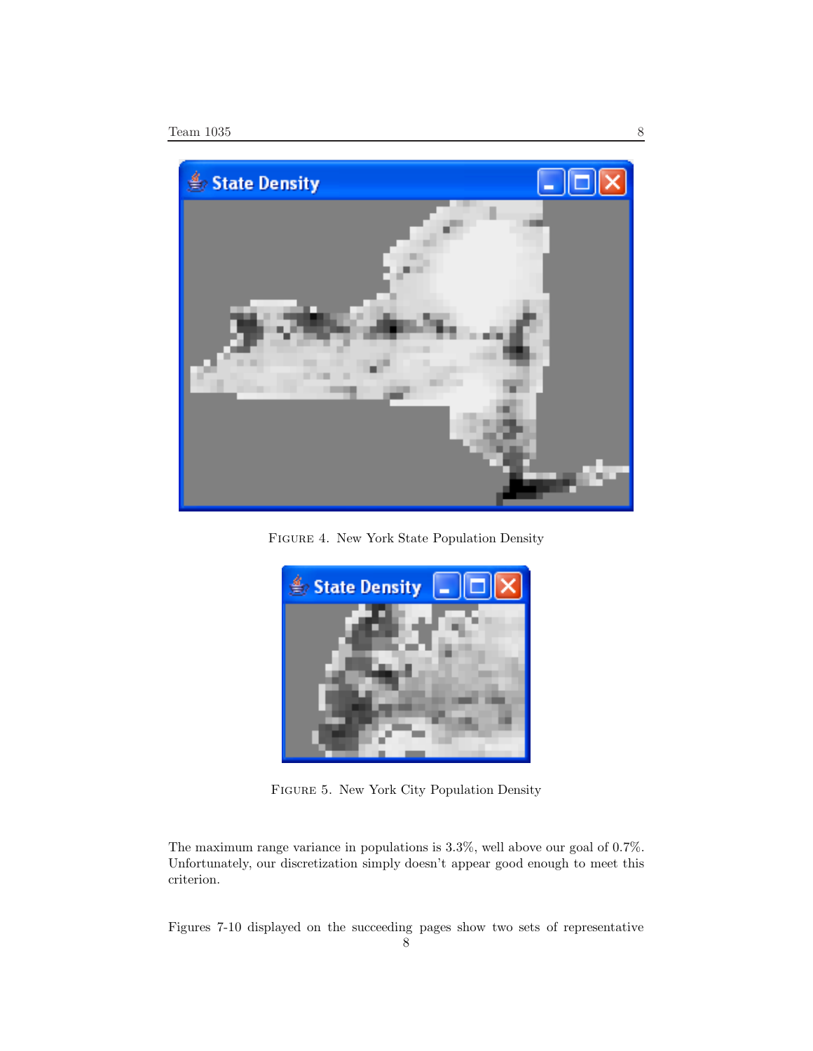FIGURE 4. New York State Population Density

FIGURE 5. New York City Population Density

The maximum range variance in populations is 3.3%, well above our goal of 0.7%. Unfortunately, our discretization simply doesn't appear good enough to meet this criterion.

Figures 7-10 displayed on the succeeding pages show two sets of representative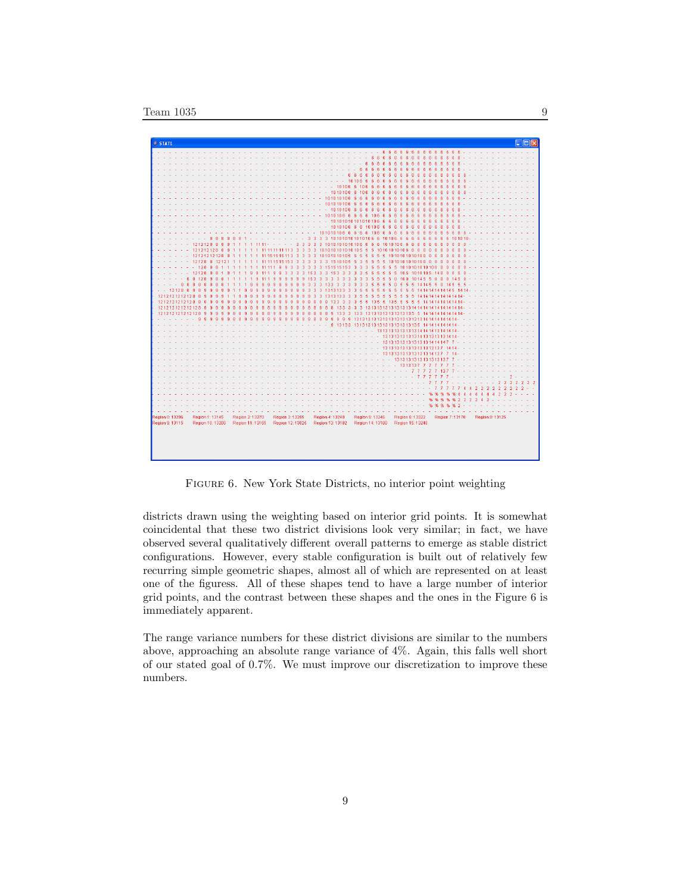Figure 6. New York State Districts, no interior point weighting

districts drawn using the weighting based on interior grid points. It is somewhat coincidental that these two district divisions look very similar; in fact, we have observed several qualitatively different overall patterns to emerge as stable district configurations. However, every stable configuration is built out of relatively few recurring simple geometric shapes, almost all of which are represented on at least one of the figuress. All of these shapes tend to have a large number of interior grid points, and the contrast between these shapes and the ones in the Figure 6 is immediately apparent.

The range variance numbers for these district divisions are similar to the numbers above, approaching an absolute range variance of 4%. Again, this falls well short of our stated goal of 0.7%. We must improve our discretization to improve these numbers.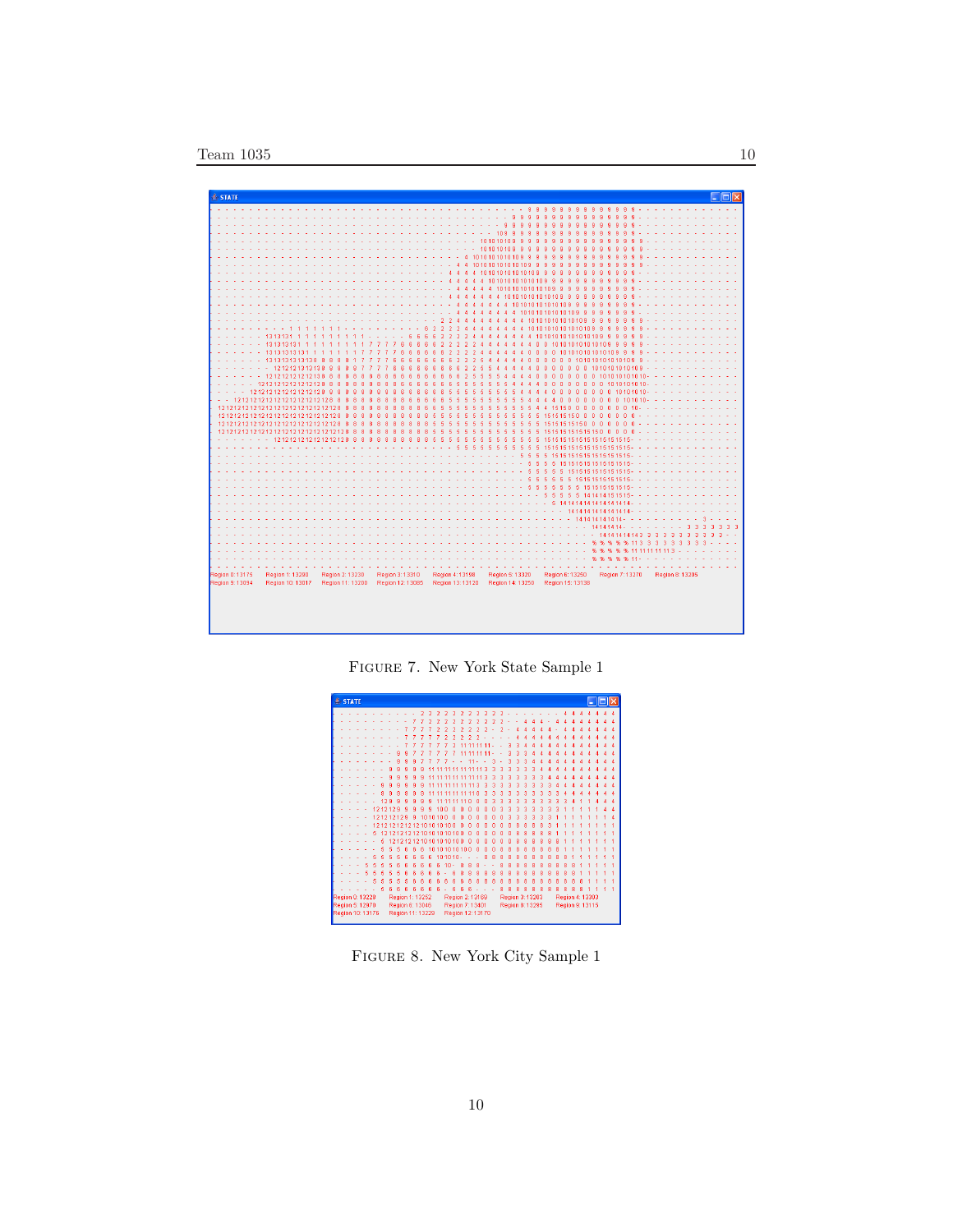FIGURE 7. New York State Sample 1

FIGURE 8. New York City Sample 1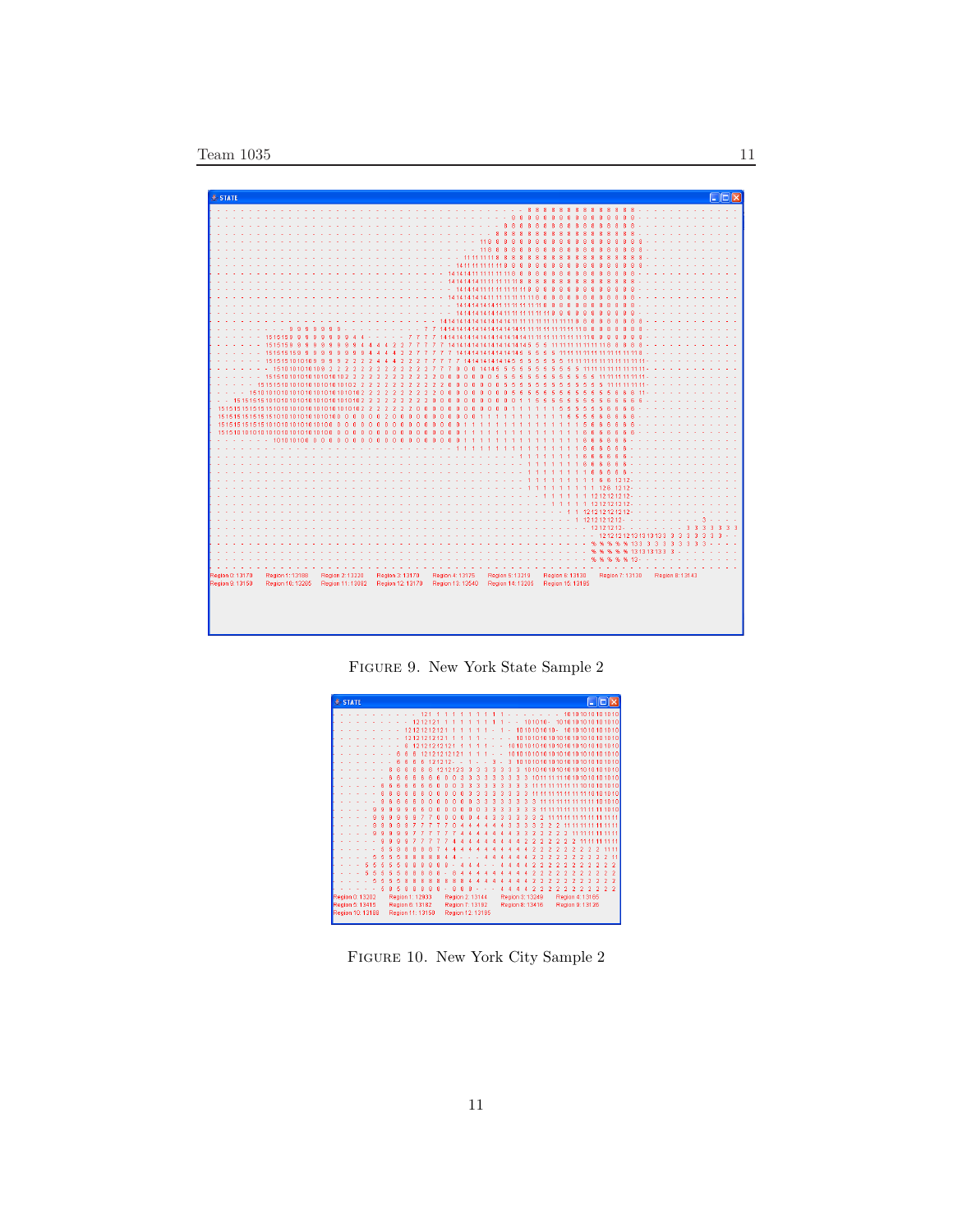Region 0: 13170 Region 1: 13188 Region 2: 13230 Region 3: 13170 Region 4: 13175 Region 5: 13219 Region 6: 13130 Region 7: 13130 Region 8: 13143
Region 9: 13150 Region 10: 13205 Region 11: 13092 Region 12: 13170 Region 13: 13540 Region 14: 13205 Region 15: 13185

FIGURE 9. New York State Sample 2

Region 0: 13202 Region 1: 12933 Region 2: 13144 Region 3: 13249 Region 4: 13165
Region 5: 13415 Region 6: 13182 Region 7: 13192 Region 8: 13416 Region 9: 13126
Region 10: 13188 Region 11: 13150 Region 12: 13195

FIGURE 10. New York City Sample 2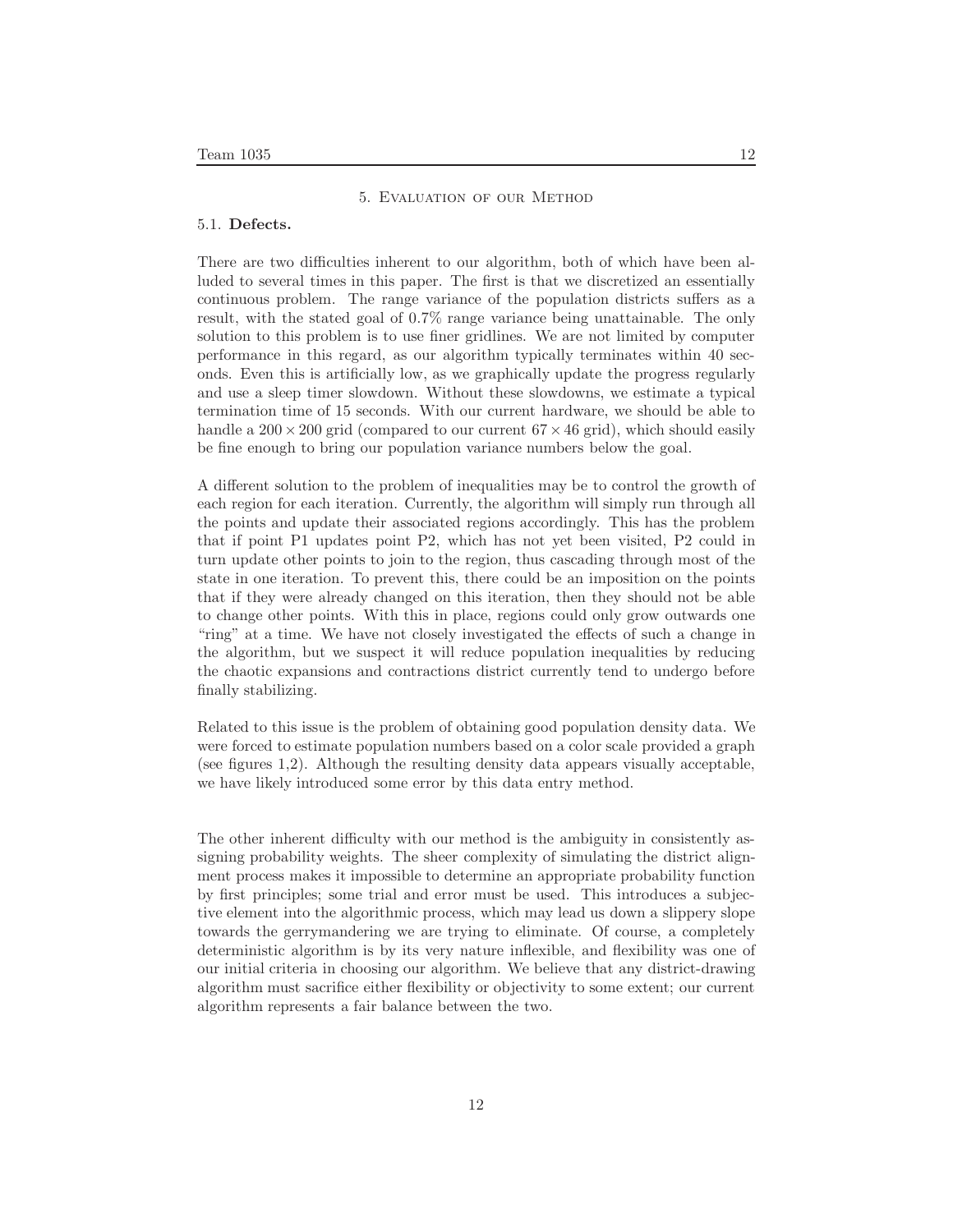## 5. Evaluation of our Method

### 5.1. Defects.

There are two difficulties inherent to our algorithm, both of which have been alluded to several times in this paper. The first is that we discretized an essentially continuous problem. The range variance of the population districts suffers as a result, with the stated goal of 0.7% range variance being unattainable. The only solution to this problem is to use finer gridlines. We are not limited by computer performance in this regard, as our algorithm typically terminates within 40 seconds. Even this is artificially low, as we graphically update the progress regularly and use a sleep timer slowdown. Without these slowdowns, we estimate a typical termination time of 15 seconds. With our current hardware, we should be able to handle a $200 \times 200$ grid (compared to our current $67 \times 46$ grid), which should easily be fine enough to bring our population variance numbers below the goal.

A different solution to the problem of inequalities may be to control the growth of each region for each iteration. Currently, the algorithm will simply run through all the points and update their associated regions accordingly. This has the problem that if point P1 updates point P2, which has not yet been visited, P2 could in turn update other points to join to the region, thus cascading through most of the state in one iteration. To prevent this, there could be an imposition on the points that if they were already changed on this iteration, then they should not be able to change other points. With this in place, regions could only grow outwards one "ring" at a time. We have not closely investigated the effects of such a change in the algorithm, but we suspect it will reduce population inequalities by reducing the chaotic expansions and contractions district currently tend to undergo before finally stabilizing.

Related to this issue is the problem of obtaining good population density data. We were forced to estimate population numbers based on a color scale provided a graph (see figures 1,2). Although the resulting density data appears visually acceptable, we have likely introduced some error by this data entry method.

The other inherent difficulty with our method is the ambiguity in consistently assigning probability weights. The sheer complexity of simulating the district alignment process makes it impossible to determine an appropriate probability function by first principles; some trial and error must be used. This introduces a subjective element into the algorithmic process, which may lead us down a slippery slope towards the gerrymandering we are trying to eliminate. Of course, a completely deterministic algorithm is by its very nature inflexible, and flexibility was one of our initial criteria in choosing our algorithm. We believe that any district-drawing algorithm must sacrifice either flexibility or objectivity to some extent; our current algorithm represents a fair balance between the two.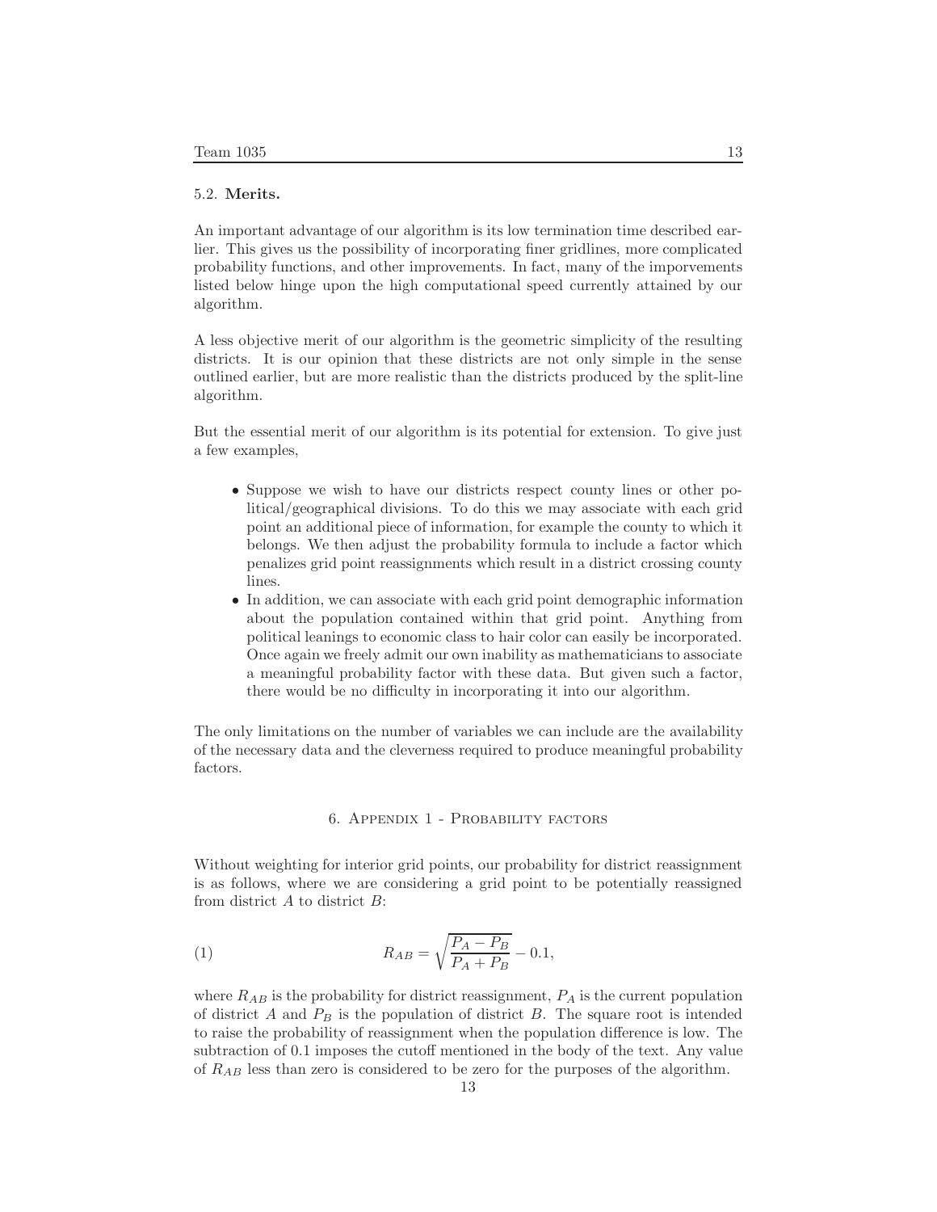### 5.2. **Merits.**

An important advantage of our algorithm is its low termination time described earlier. This gives us the possibility of incorporating finer gridlines, more complicated probability functions, and other improvements. In fact, many of the imporvements listed below hinge upon the high computational speed currently attained by our algorithm.

A less objective merit of our algorithm is the geometric simplicity of the resulting districts. It is our opinion that these districts are not only simple in the sense outlined earlier, but are more realistic than the districts produced by the split-line algorithm.

But the essential merit of our algorithm is its potential for extension. To give just a few examples,

- Suppose we wish to have our districts respect county lines or other political/geographical divisions. To do this we may associate with each grid point an additional piece of information, for example the county to which it belongs. We then adjust the probability formula to include a factor which penalizes grid point reassignments which result in a district crossing county lines.
- In addition, we can associate with each grid point demographic information about the population contained within that grid point. Anything from political leanings to economic class to hair color can easily be incorporated. Once again we freely admit our own inability as mathematicians to associate a meaningful probability factor with these data. But given such a factor, there would be no difficulty in incorporating it into our algorithm.

The only limitations on the number of variables we can include are the availability of the necessary data and the cleverness required to produce meaningful probability factors.

## 6. Appendix 1 - Probability factors

Without weighting for interior grid points, our probability for district reassignment is as follows, where we are considering a grid point to be potentially reassigned from district $A$ to district $B$:

$$R_{AB} = \sqrt{\frac{P_A - P_B}{P_A + P_B}} - 0.1, \tag{1}$$

where $R_{AB}$ is the probability for district reassignment, $P_A$ is the current population of district $A$ and $P_B$ is the population of district $B$. The square root is intended to raise the probability of reassignment when the population difference is low. The subtraction of 0.1 imposes the cutoff mentioned in the body of the text. Any value of $R_{AB}$ less than zero is considered to be zero for the purposes of the algorithm.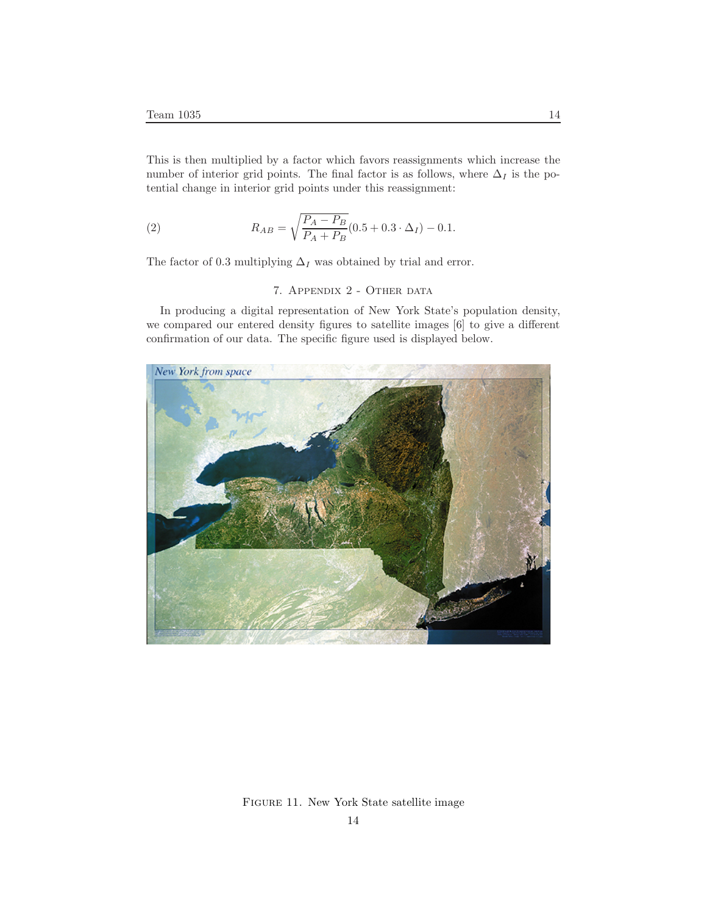This is then multiplied by a factor which favors reassignments which increase the number of interior grid points. The final factor is as follows, where $\Delta_I$ is the potential change in interior grid points under this reassignment:

$$R_{AB} = \sqrt{\frac{P_A - P_B}{P_A + P_B}}(0.5 + 0.3 \cdot \Delta_I) - 0.1. \tag{2}$$

The factor of 0.3 multiplying $\Delta_I$ was obtained by trial and error.

## 7. Appendix 2 - Other data

In producing a digital representation of New York State's population density, we compared our entered density figures to satellite images [6] to give a different confirmation of our data. The specific figure used is displayed below.

FIGURE 11. New York State satellite image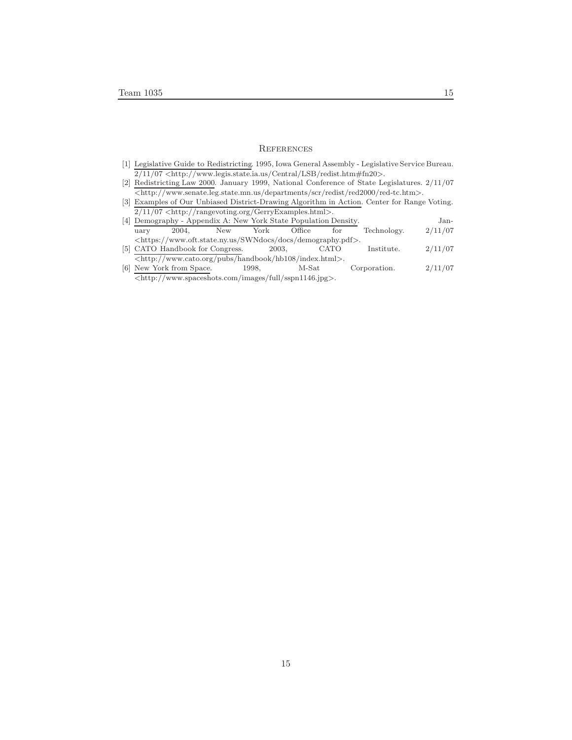# References

[1] Legislative Guide to Redistricting. 1995, Iowa General Assembly - Legislative Service Bureau. 2/11/07 <http://www.legis.state.ia.us/Central/LSB/redist.htm#fn20>.

[2] Redistricting Law 2000. January 1999, National Conference of State Legislatures. 2/11/07 <http://www.senate.leg.state.mn.us/departments/scr/redist/red2000/red-tc.htm>.

[3] Examples of Our Unbiased District-Drawing Algorithm in Action. Center for Range Voting. 2/11/07 <http://rangevoting.org/GerryExamples.html>.

[4] Demography - Appendix A: New York State Population Density. January 2004, New York Office for Technology. 2/11/07 <https://www.oft.state.ny.us/SWNdocs/docs/demography.pdf>.

[5] CATO Handbook for Congress. 2003, CATO Institute. 2/11/07 <http://www.cato.org/pubs/handbook/hb108/index.html>.

[6] New York from Space. 1998, M-Sat Corporation. 2/11/07 <http://www.spaceshots.com/images/full/sspn1146.jpg>.